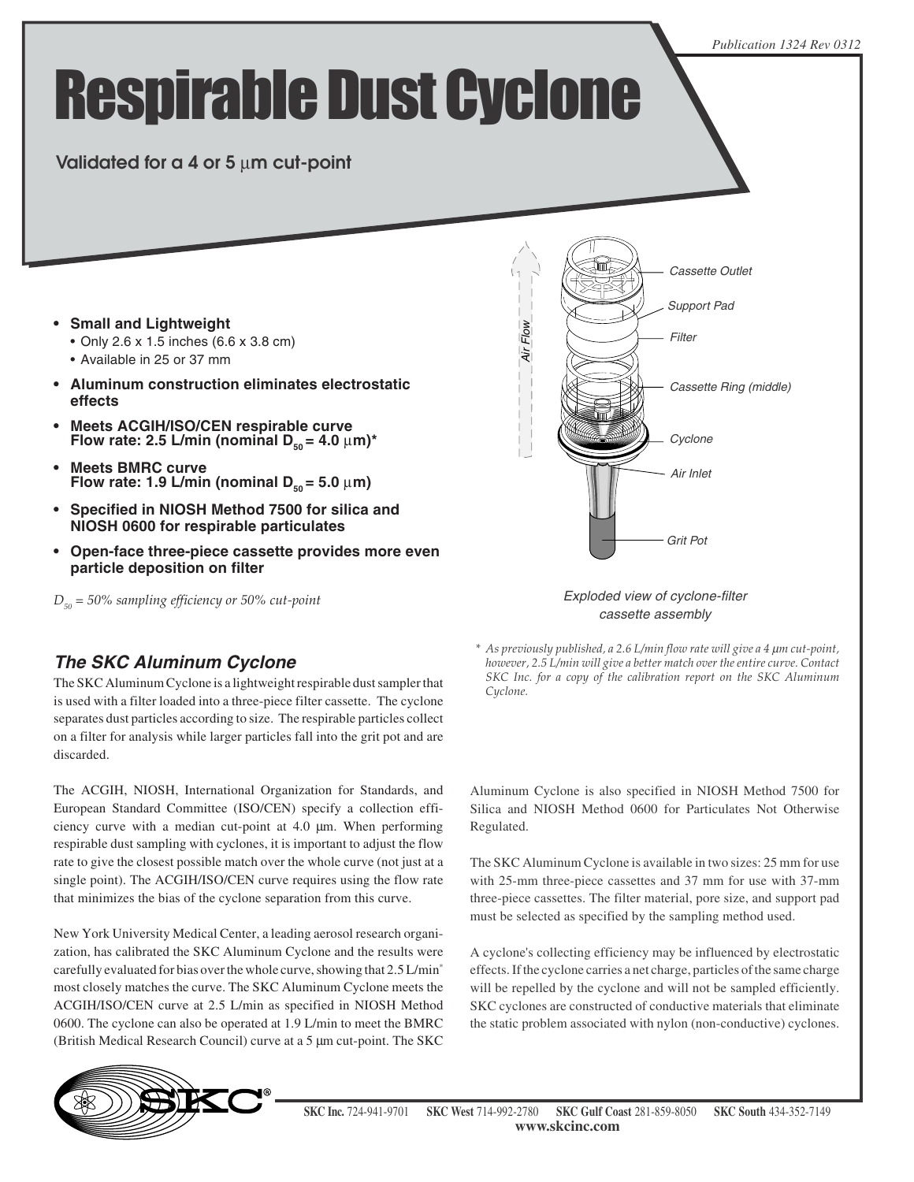# Respirable Dust Cyclone

## Validated for a 4 or 5 µm cut-point

- **Small and Lightweight**
  - Only 2.6 x 1.5 inches (6.6 x 3.8 cm)
  - Available in 25 or 37 mm
- **Aluminum construction eliminates electrostatic effects**
- **Meets ACGIH/ISO/CEN respirable curve Flow rate: 2.5 L/min (nominal $D_{50}$ = 4.0 µm)***
- **Meets BMRC curve Flow rate: 1.9 L/min (nominal $D_{50}$ = 5.0 µm)**
- **Specified in NIOSH Method 7500 for silica and NIOSH 0600 for respirable particulates**
- **Open-face three-piece cassette provides more even particle deposition on filter**

*$D_{50}$ = 50% sampling efficiency or 50% cut-point*

Air Flow

Cassette Outlet

Support Pad

Filter

Cassette Ring (middle)

Cyclone

Air Inlet

Grit Pot

*Exploded view of cyclone-filter cassette assembly*

\* *As previously published, a 2.6 L/min flow rate will give a 4 µm cut-point, however, 2.5 L/min will give a better match over the entire curve. Contact SKC Inc. for a copy of the calibration report on the SKC Aluminum Cyclone.*

### The SKC Aluminum Cyclone

The SKC Aluminum Cyclone is a lightweight respirable dust sampler that is used with a filter loaded into a three-piece filter cassette. The cyclone separates dust particles according to size. The respirable particles collect on a filter for analysis while larger particles fall into the grit pot and are discarded.

The ACGIH, NIOSH, International Organization for Standards, and European Standard Committee (ISO/CEN) specify a collection efficiency curve with a median cut-point at 4.0 µm. When performing respirable dust sampling with cyclones, it is important to adjust the flow rate to give the closest possible match over the whole curve (not just at a single point). The ACGIH/ISO/CEN curve requires using the flow rate that minimizes the bias of the cyclone separation from this curve.

New York University Medical Center, a leading aerosol research organization, has calibrated the SKC Aluminum Cyclone and the results were carefully evaluated for bias over the whole curve, showing that 2.5 L/min* most closely matches the curve. The SKC Aluminum Cyclone meets the ACGIH/ISO/CEN curve at 2.5 L/min as specified in NIOSH Method 0600. The cyclone can also be operated at 1.9 L/min to meet the BMRC (British Medical Research Council) curve at a 5 µm cut-point. The SKC Aluminum Cyclone is also specified in NIOSH Method 7500 for Silica and NIOSH Method 0600 for Particulates Not Otherwise Regulated.

The SKC Aluminum Cyclone is available in two sizes: 25 mm for use with 25-mm three-piece cassettes and 37 mm for use with 37-mm three-piece cassettes. The filter material, pore size, and support pad must be selected as specified by the sampling method used.

A cyclone's collecting efficiency may be influenced by electrostatic effects. If the cyclone carries a net charge, particles of the same charge will be repelled by the cyclone and will not be sampled efficiently. SKC cyclones are constructed of conductive materials that eliminate the static problem associated with nylon (non-conductive) cyclones.

**SKC Inc.** 724-941-9701 **SKC West** 714-992-2780 **SKC Gulf Coast** 281-859-8050 **SKC South** 434-352-7149
**www.skcinc.com**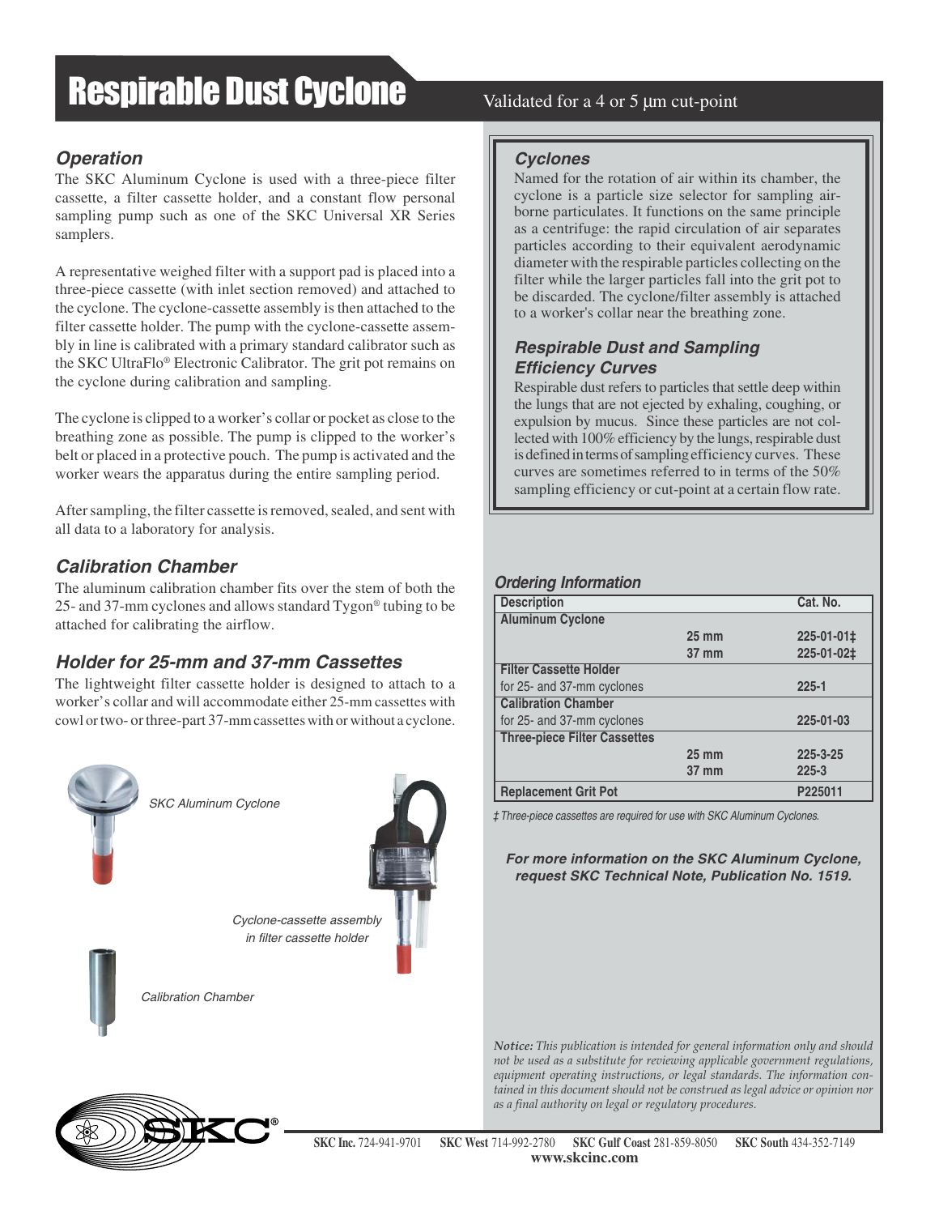# Respirable Dust Cyclone

Validated for a 4 or 5 µm cut-point

## Operation

The SKC Aluminum Cyclone is used with a three-piece filter cassette, a filter cassette holder, and a constant flow personal sampling pump such as one of the SKC Universal XR Series samplers.

A representative weighed filter with a support pad is placed into a three-piece cassette (with inlet section removed) and attached to the cyclone. The cyclone-cassette assembly is then attached to the filter cassette holder. The pump with the cyclone-cassette assembly in line is calibrated with a primary standard calibrator such as the SKC UltraFlo® Electronic Calibrator. The grit pot remains on the cyclone during calibration and sampling.

The cyclone is clipped to a worker's collar or pocket as close to the breathing zone as possible. The pump is clipped to the worker's belt or placed in a protective pouch. The pump is activated and the worker wears the apparatus during the entire sampling period.

After sampling, the filter cassette is removed, sealed, and sent with all data to a laboratory for analysis.

## Calibration Chamber

The aluminum calibration chamber fits over the stem of both the 25- and 37-mm cyclones and allows standard Tygon® tubing to be attached for calibrating the airflow.

## Holder for 25-mm and 37-mm Cassettes

The lightweight filter cassette holder is designed to attach to a worker's collar and will accommodate either 25-mm cassettes with cowl or two- or three-part 37-mm cassettes with or without a cyclone.

SKC Aluminum Cyclone

Cyclone-cassette assembly in filter cassette holder

Calibration Chamber

## Cyclones

Named for the rotation of air within its chamber, the cyclone is a particle size selector for sampling airborne particulates. It functions on the same principle as a centrifuge: the rapid circulation of air separates particles according to their equivalent aerodynamic diameter with the respirable particles collecting on the filter while the larger particles fall into the grit pot to be discarded. The cyclone/filter assembly is attached to a worker's collar near the breathing zone.

## Respirable Dust and Sampling Efficiency Curves

Respirable dust refers to particles that settle deep within the lungs that are not ejected by exhaling, coughing, or expulsion by mucus. Since these particles are not collected with 100% efficiency by the lungs, respirable dust is defined in terms of sampling efficiency curves. These curves are sometimes referred to in terms of the 50% sampling efficiency or cut-point at a certain flow rate.

### Ordering Information

| Description | | Cat. No. |
|---|---|---|
| **Aluminum Cyclone** | | |
| | 25 mm | 225-01-01‡ |
| | 37 mm | 225-01-02‡ |
| **Filter Cassette Holder** | | |
| for 25- and 37-mm cyclones | | 225-1 |
| **Calibration Chamber** | | |
| for 25- and 37-mm cyclones | | 225-01-03 |
| **Three-piece Filter Cassettes** | | |
| | 25 mm | 225-3-25 |
| | 37 mm | 225-3 |
| **Replacement Grit Pot** | | P225011 |

*‡ Three-piece cassettes are required for use with SKC Aluminum Cyclones.*

***For more information on the SKC Aluminum Cyclone, request SKC Technical Note, Publication No. 1519.***

*Notice: This publication is intended for general information only and should not be used as a substitute for reviewing applicable government regulations, equipment operating instructions, or legal standards. The information contained in this document should not be construed as legal advice or opinion nor as a final authority on legal or regulatory procedures.*

**SKC Inc.** 724-941-9701 **SKC West** 714-992-2780 **SKC Gulf Coast** 281-859-8050 **SKC South** 434-352-7149
**www.skcinc.com**